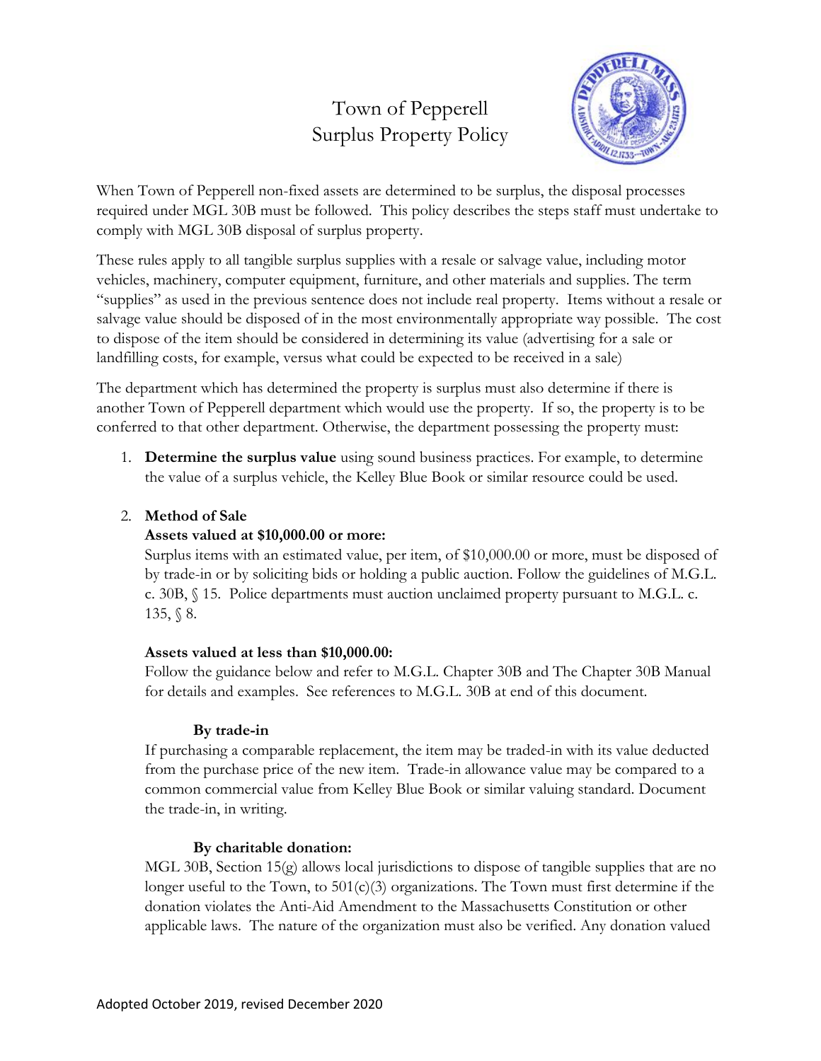# Town of Pepperell
# Surplus Property Policy

When Town of Pepperell non-fixed assets are determined to be surplus, the disposal processes required under MGL 30B must be followed. This policy describes the steps staff must undertake to comply with MGL 30B disposal of surplus property.

These rules apply to all tangible surplus supplies with a resale or salvage value, including motor vehicles, machinery, computer equipment, furniture, and other materials and supplies. The term "supplies" as used in the previous sentence does not include real property. Items without a resale or salvage value should be disposed of in the most environmentally appropriate way possible. The cost to dispose of the item should be considered in determining its value (advertising for a sale or landfilling costs, for example, versus what could be expected to be received in a sale)

The department which has determined the property is surplus must also determine if there is another Town of Pepperell department which would use the property. If so, the property is to be conferred to that other department. Otherwise, the department possessing the property must:

1. **Determine the surplus value** using sound business practices. For example, to determine the value of a surplus vehicle, the Kelley Blue Book or similar resource could be used.

2. **Method of Sale**

   **Assets valued at $10,000.00 or more:**

   Surplus items with an estimated value, per item, of $10,000.00 or more, must be disposed of by trade-in or by soliciting bids or holding a public auction. Follow the guidelines of M.G.L. c. 30B, § 15. Police departments must auction unclaimed property pursuant to M.G.L. c. 135, § 8.

   **Assets valued at less than $10,000.00:**

   Follow the guidance below and refer to M.G.L. Chapter 30B and The Chapter 30B Manual for details and examples. See references to M.G.L. 30B at end of this document.

   **By trade-in**

   If purchasing a comparable replacement, the item may be traded-in with its value deducted from the purchase price of the new item. Trade-in allowance value may be compared to a common commercial value from Kelley Blue Book or similar valuing standard. Document the trade-in, in writing.

   **By charitable donation:**

   MGL 30B, Section 15(g) allows local jurisdictions to dispose of tangible supplies that are no longer useful to the Town, to 501(c)(3) organizations. The Town must first determine if the donation violates the Anti-Aid Amendment to the Massachusetts Constitution or other applicable laws. The nature of the organization must also be verified. Any donation valued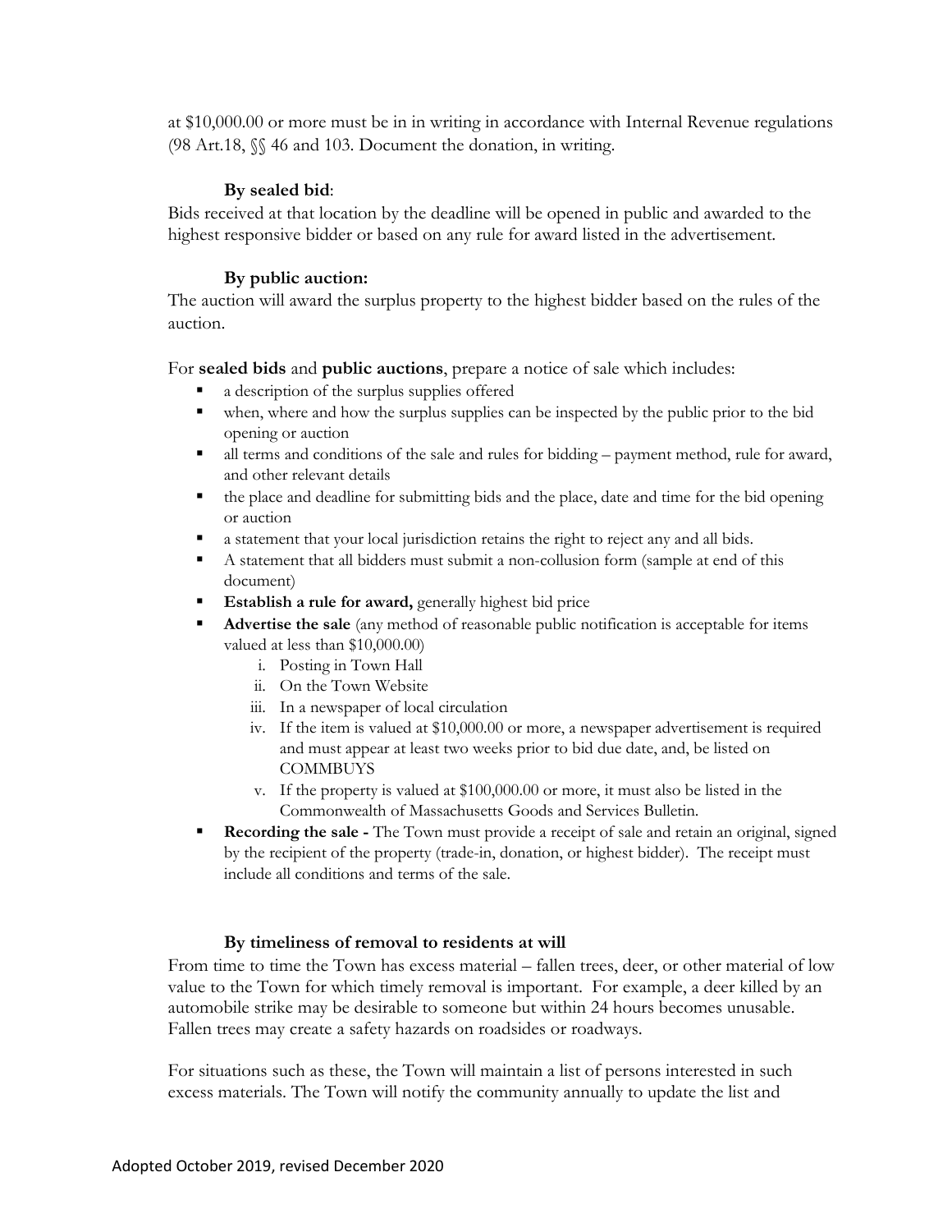at $10,000.00 or more must be in in writing in accordance with Internal Revenue regulations (98 Art.18, §§ 46 and 103. Document the donation, in writing.

**By sealed bid**:

Bids received at that location by the deadline will be opened in public and awarded to the highest responsive bidder or based on any rule for award listed in the advertisement.

**By public auction:**

The auction will award the surplus property to the highest bidder based on the rules of the auction.

For **sealed bids** and **public auctions**, prepare a notice of sale which includes:

- a description of the surplus supplies offered
- when, where and how the surplus supplies can be inspected by the public prior to the bid opening or auction
- all terms and conditions of the sale and rules for bidding – payment method, rule for award, and other relevant details
- the place and deadline for submitting bids and the place, date and time for the bid opening or auction
- a statement that your local jurisdiction retains the right to reject any and all bids.
- A statement that all bidders must submit a non-collusion form (sample at end of this document)
- **Establish a rule for award,** generally highest bid price
- **Advertise the sale** (any method of reasonable public notification is acceptable for items valued at less than $10,000.00)
    1. Posting in Town Hall
    2. On the Town Website
    3. In a newspaper of local circulation
    4. If the item is valued at $10,000.00 or more, a newspaper advertisement is required and must appear at least two weeks prior to bid due date, and, be listed on COMMBUYS
    5. If the property is valued at $100,000.00 or more, it must also be listed in the Commonwealth of Massachusetts Goods and Services Bulletin.
- **Recording the sale -** The Town must provide a receipt of sale and retain an original, signed by the recipient of the property (trade-in, donation, or highest bidder). The receipt must include all conditions and terms of the sale.

**By timeliness of removal to residents at will**

From time to time the Town has excess material – fallen trees, deer, or other material of low value to the Town for which timely removal is important. For example, a deer killed by an automobile strike may be desirable to someone but within 24 hours becomes unusable. Fallen trees may create a safety hazards on roadsides or roadways.

For situations such as these, the Town will maintain a list of persons interested in such excess materials. The Town will notify the community annually to update the list and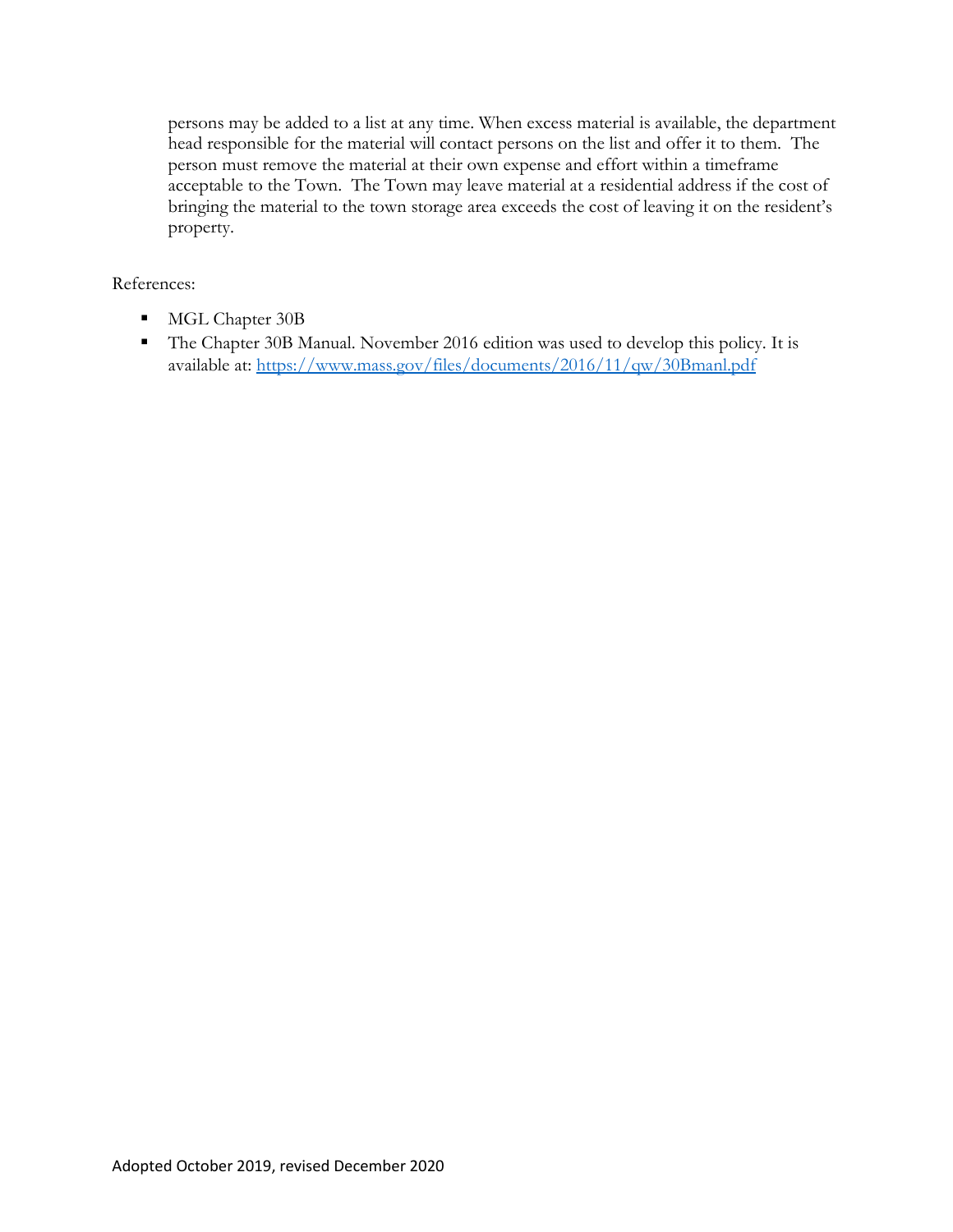persons may be added to a list at any time. When excess material is available, the department head responsible for the material will contact persons on the list and offer it to them. The person must remove the material at their own expense and effort within a timeframe acceptable to the Town. The Town may leave material at a residential address if the cost of bringing the material to the town storage area exceeds the cost of leaving it on the resident's property.

References:

- MGL Chapter 30B
- The Chapter 30B Manual. November 2016 edition was used to develop this policy. It is available at: [https://www.mass.gov/files/documents/2016/11/qw/30Bmanl.pdf](https://www.mass.gov/files/documents/2016/11/qw/30Bmanl.pdf)

Adopted October 2019, revised December 2020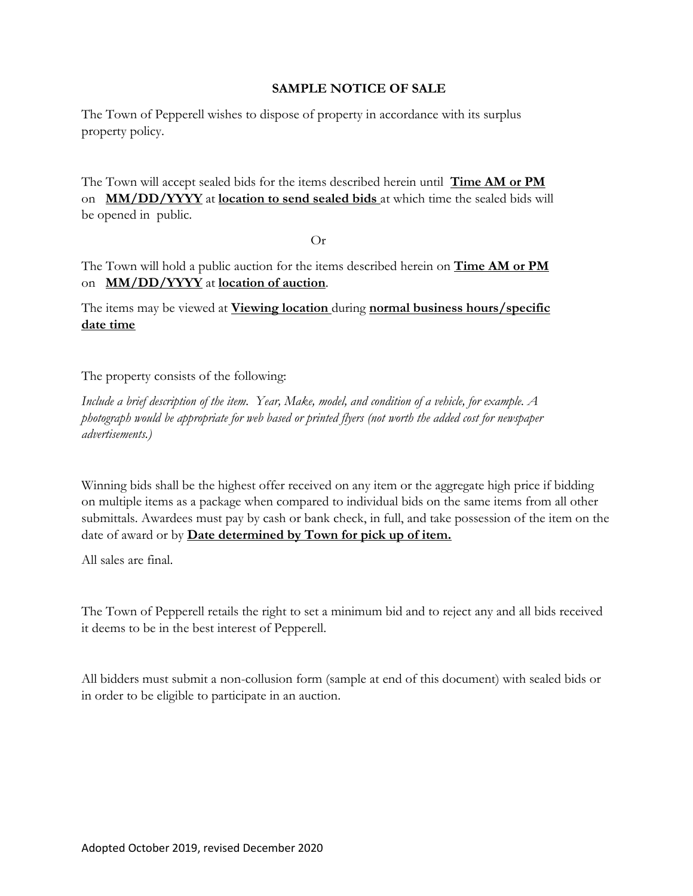## SAMPLE NOTICE OF SALE

The Town of Pepperell wishes to dispose of property in accordance with its surplus property policy.

The Town will accept sealed bids for the items described herein until **Time AM or PM** on **MM/DD/YYYY** at **location to send sealed bids** at which time the sealed bids will be opened in public.

Or

The Town will hold a public auction for the items described herein on **Time AM or PM** on **MM/DD/YYYY** at **location of auction**.

The items may be viewed at **Viewing location** during **normal business hours/specific date time**

The property consists of the following:

*Include a brief description of the item. Year, Make, model, and condition of a vehicle, for example. A photograph would be appropriate for web based or printed flyers (not worth the added cost for newspaper advertisements.)*

Winning bids shall be the highest offer received on any item or the aggregate high price if bidding on multiple items as a package when compared to individual bids on the same items from all other submittals. Awardees must pay by cash or bank check, in full, and take possession of the item on the date of award or by **Date determined by Town for pick up of item.**

All sales are final.

The Town of Pepperell retails the right to set a minimum bid and to reject any and all bids received it deems to be in the best interest of Pepperell.

All bidders must submit a non-collusion form (sample at end of this document) with sealed bids or in order to be eligible to participate in an auction.

Adopted October 2019, revised December 2020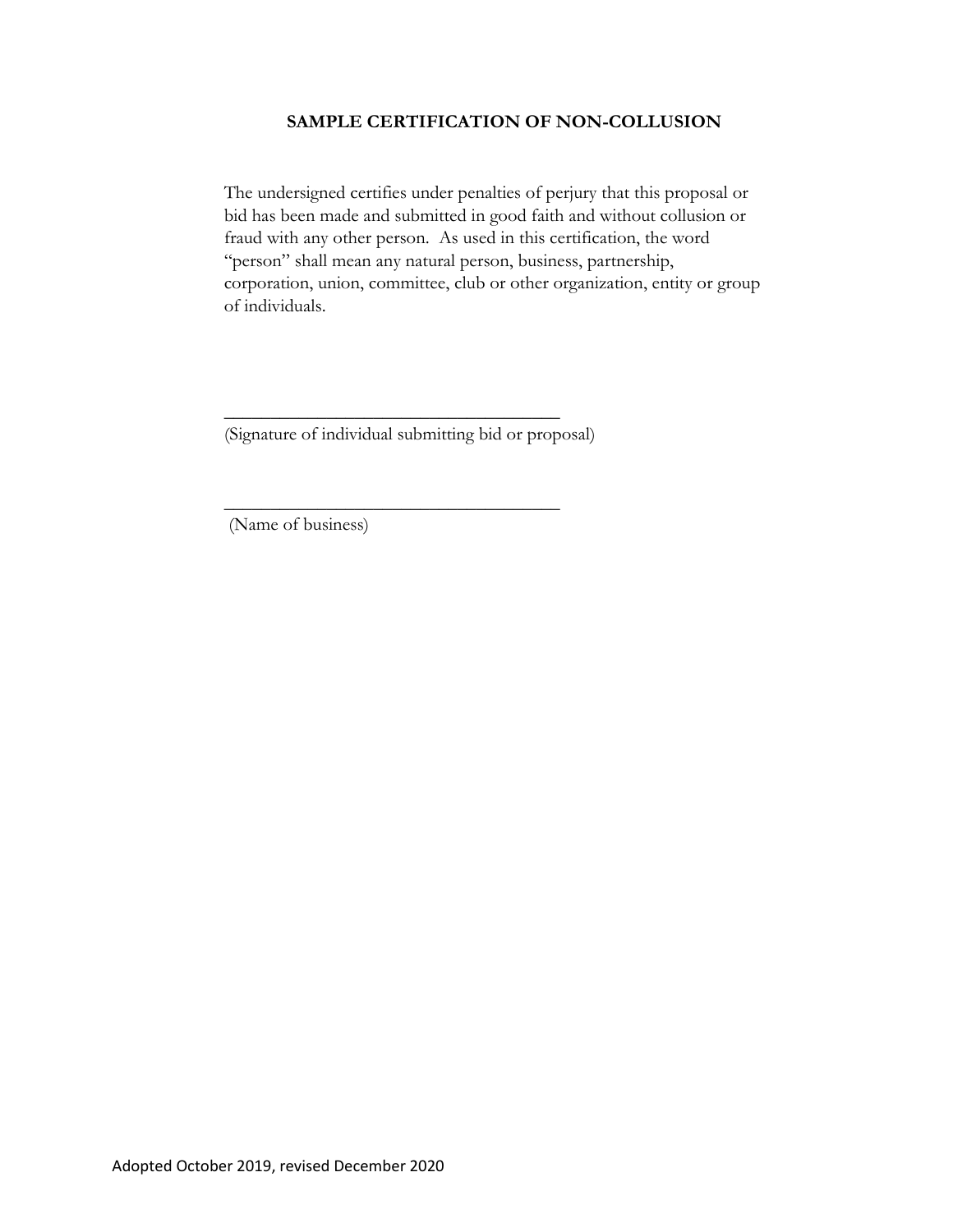## SAMPLE CERTIFICATION OF NON-COLLUSION

The undersigned certifies under penalties of perjury that this proposal or bid has been made and submitted in good faith and without collusion or fraud with any other person. As used in this certification, the word "person" shall mean any natural person, business, partnership, corporation, union, committee, club or other organization, entity or group of individuals.

\_\_\_\_\_\_\_\_\_\_\_\_\_\_\_\_\_\_\_\_\_\_\_\_\_\_\_\_\_\_\_\_\_\_\_\_\_

(Signature of individual submitting bid or proposal)

\_\_\_\_\_\_\_\_\_\_\_\_\_\_\_\_\_\_\_\_\_\_\_\_\_\_\_\_\_\_\_\_\_\_\_\_\_

(Name of business)

Adopted October 2019, revised December 2020